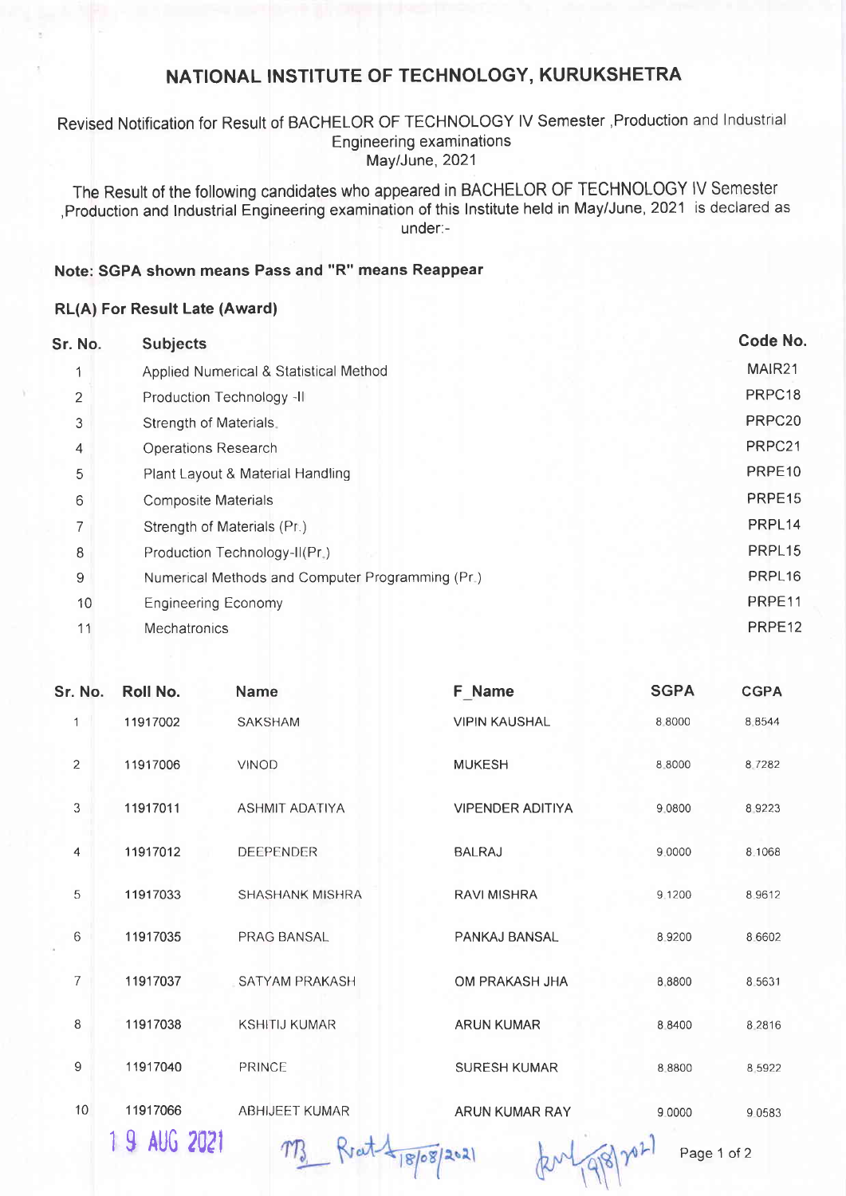# NATIONAL INSTITUTE OF TECHNOLOGY, KURUKSHETRA

Revised Notification for Result of BACHELOR OF TECHNOLOGY IV Semester ,Production and Industrial Engineering examinations
May/June, 2021

The Result of the following candidates who appeared in BACHELOR OF TECHNOLOGY IV Semester ,Production and Industrial Engineering examination of this Institute held in May/June, 2021 is declared as under:-

**Note: SGPA shown means Pass and "R" means Reappear**

**RL(A) For Result Late (Award)**

| Sr. No. | Subjects | Code No. |
|---|---|---|
| 1 | Applied Numerical & Statistical Method | MAIR21 |
| 2 | Production Technology -II | PRPC18 |
| 3 | Strength of Materials | PRPC20 |
| 4 | Operations Research | PRPC21 |
| 5 | Plant Layout & Material Handling | PRPE10 |
| 6 | Composite Materials | PRPE15 |
| 7 | Strength of Materials (Pr.) | PRPL14 |
| 8 | Production Technology-II(Pr.) | PRPL15 |
| 9 | Numerical Methods and Computer Programming (Pr.) | PRPL16 |
| 10 | Engineering Economy | PRPE11 |
| 11 | Mechatronics | PRPE12 |

| Sr. No. | Roll No. | Name | F_Name | SGPA | CGPA |
|---|---|---|---|---|---|
| 1 | 11917002 | SAKSHAM | VIPIN KAUSHAL | 8.8000 | 8.8544 |
| 2 | 11917006 | VINOD | MUKESH | 8.8000 | 8.7282 |
| 3 | 11917011 | ASHMIT ADATIYA | VIPENDER ADITIYA | 9.0800 | 8.9223 |
| 4 | 11917012 | DEEPENDER | BALRAJ | 9.0000 | 8.1068 |
| 5 | 11917033 | SHASHANK MISHRA | RAVI MISHRA | 9.1200 | 8.9612 |
| 6 | 11917035 | PRAG BANSAL | PANKAJ BANSAL | 8.9200 | 8.6602 |
| 7 | 11917037 | SATYAM PRAKASH | OM PRAKASH JHA | 8.8800 | 8.5631 |
| 8 | 11917038 | KSHITIJ KUMAR | ARUN KUMAR | 8.8400 | 8.2816 |
| 9 | 11917040 | PRINCE | SURESH KUMAR | 8.8800 | 8.5922 |
| 10 | 11917066 | ABHIJEET KUMAR | ARUN KUMAR RAY | 9.0000 | 9.0583 |

19 AUG 2021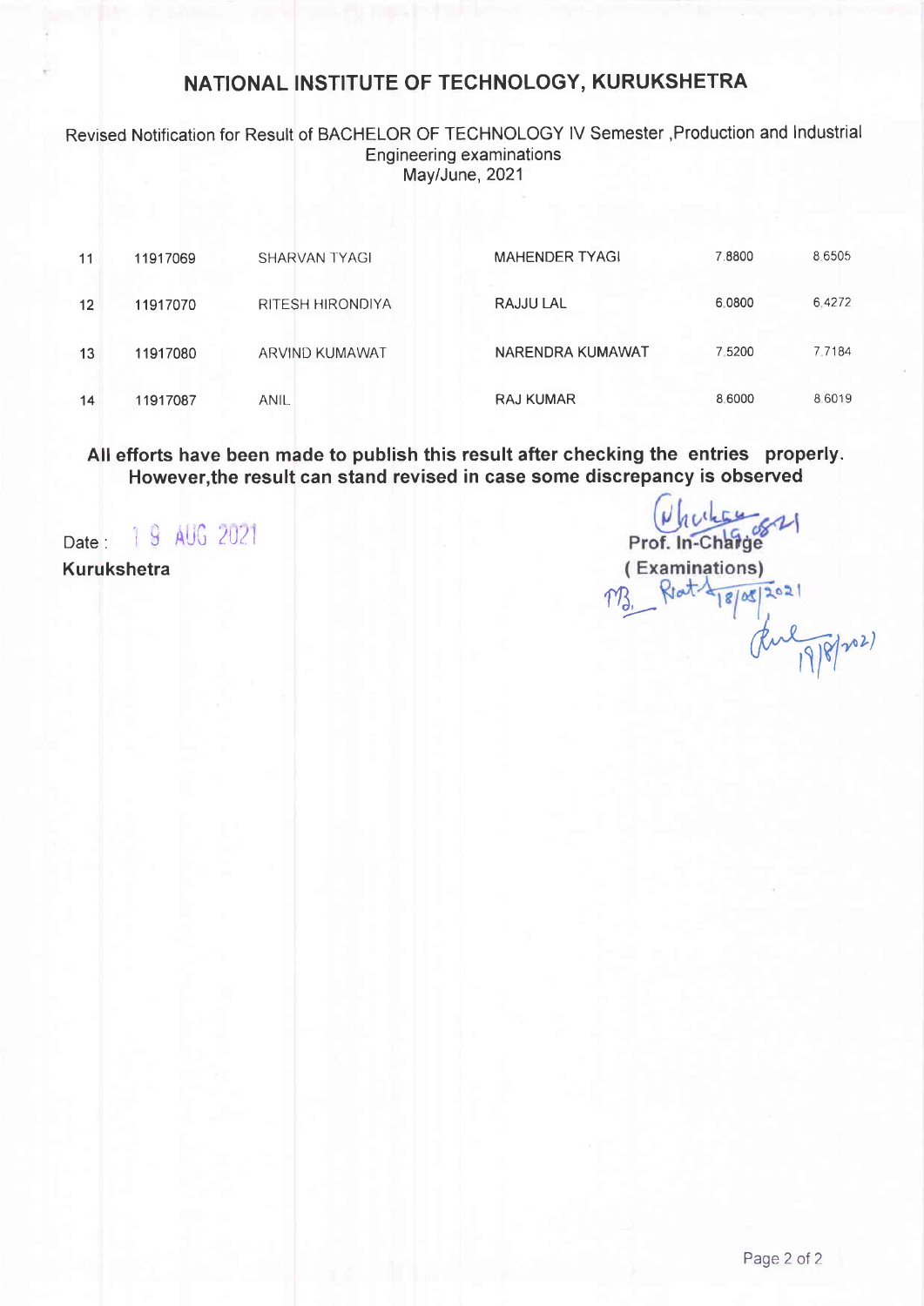# NATIONAL INSTITUTE OF TECHNOLOGY, KURUKSHETRA

Revised Notification for Result of BACHELOR OF TECHNOLOGY IV Semester ,Production and Industrial Engineering examinations
May/June, 2021

| | | | | | |
|---|---|---|---|---|---|
| 11 | 11917069 | SHARVAN TYAGI | MAHENDER TYAGI | 7.8800 | 8.6505 |
| 12 | 11917070 | RITESH HIRONDIYA | RAJJU LAL | 6.0800 | 6.4272 |
| 13 | 11917080 | ARVIND KUMAWAT | NARENDRA KUMAWAT | 7.5200 | 7.7184 |
| 14 | 11917087 | ANIL | RAJ KUMAR | 8.6000 | 8.6019 |

**All efforts have been made to publish this result after checking the entries properly. However,the result can stand revised in case some discrepancy is observed**

Date : 19 AUG 2021

**Kurukshetra**

**Prof. In-Charge**
**( Examinations)**